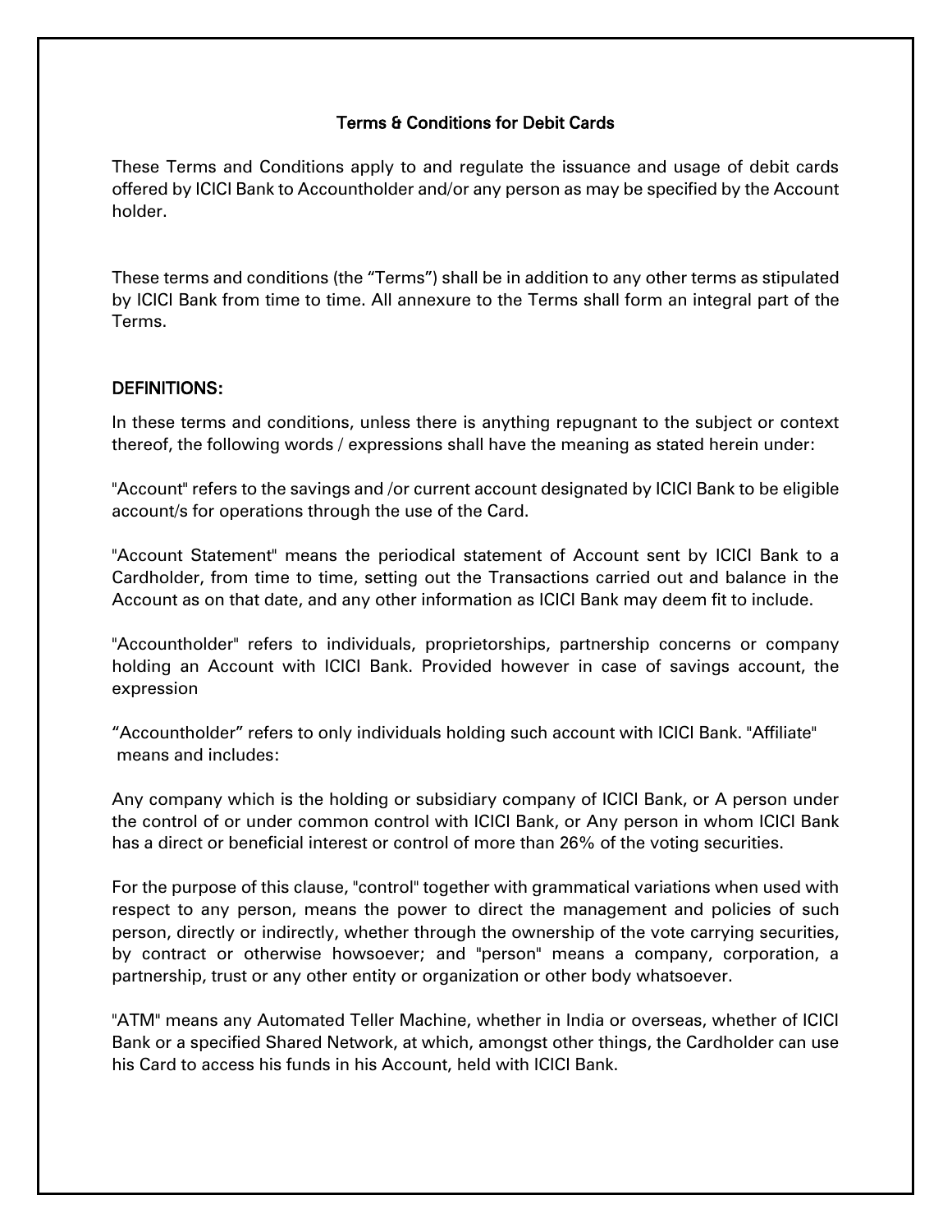# Terms & Conditions for Debit Cards

These Terms and Conditions apply to and regulate the issuance and usage of debit cards offered by ICICI Bank to Accountholder and/or any person as may be specified by the Account holder.

These terms and conditions (the "Terms") shall be in addition to any other terms as stipulated by ICICI Bank from time to time. All annexure to the Terms shall form an integral part of the Terms.

## DEFINITIONS:

In these terms and conditions, unless there is anything repugnant to the subject or context thereof, the following words / expressions shall have the meaning as stated herein under:

"Account" refers to the savings and /or current account designated by ICICI Bank to be eligible account/s for operations through the use of the Card.

"Account Statement" means the periodical statement of Account sent by ICICI Bank to a Cardholder, from time to time, setting out the Transactions carried out and balance in the Account as on that date, and any other information as ICICI Bank may deem fit to include.

"Accountholder" refers to individuals, proprietorships, partnership concerns or company holding an Account with ICICI Bank. Provided however in case of savings account, the expression

"Accountholder" refers to only individuals holding such account with ICICI Bank. "Affiliate" means and includes:

Any company which is the holding or subsidiary company of ICICI Bank, or A person under the control of or under common control with ICICI Bank, or Any person in whom ICICI Bank has a direct or beneficial interest or control of more than 26% of the voting securities.

For the purpose of this clause, "control" together with grammatical variations when used with respect to any person, means the power to direct the management and policies of such person, directly or indirectly, whether through the ownership of the vote carrying securities, by contract or otherwise howsoever; and "person" means a company, corporation, a partnership, trust or any other entity or organization or other body whatsoever.

"ATM" means any Automated Teller Machine, whether in India or overseas, whether of ICICI Bank or a specified Shared Network, at which, amongst other things, the Cardholder can use his Card to access his funds in his Account, held with ICICI Bank.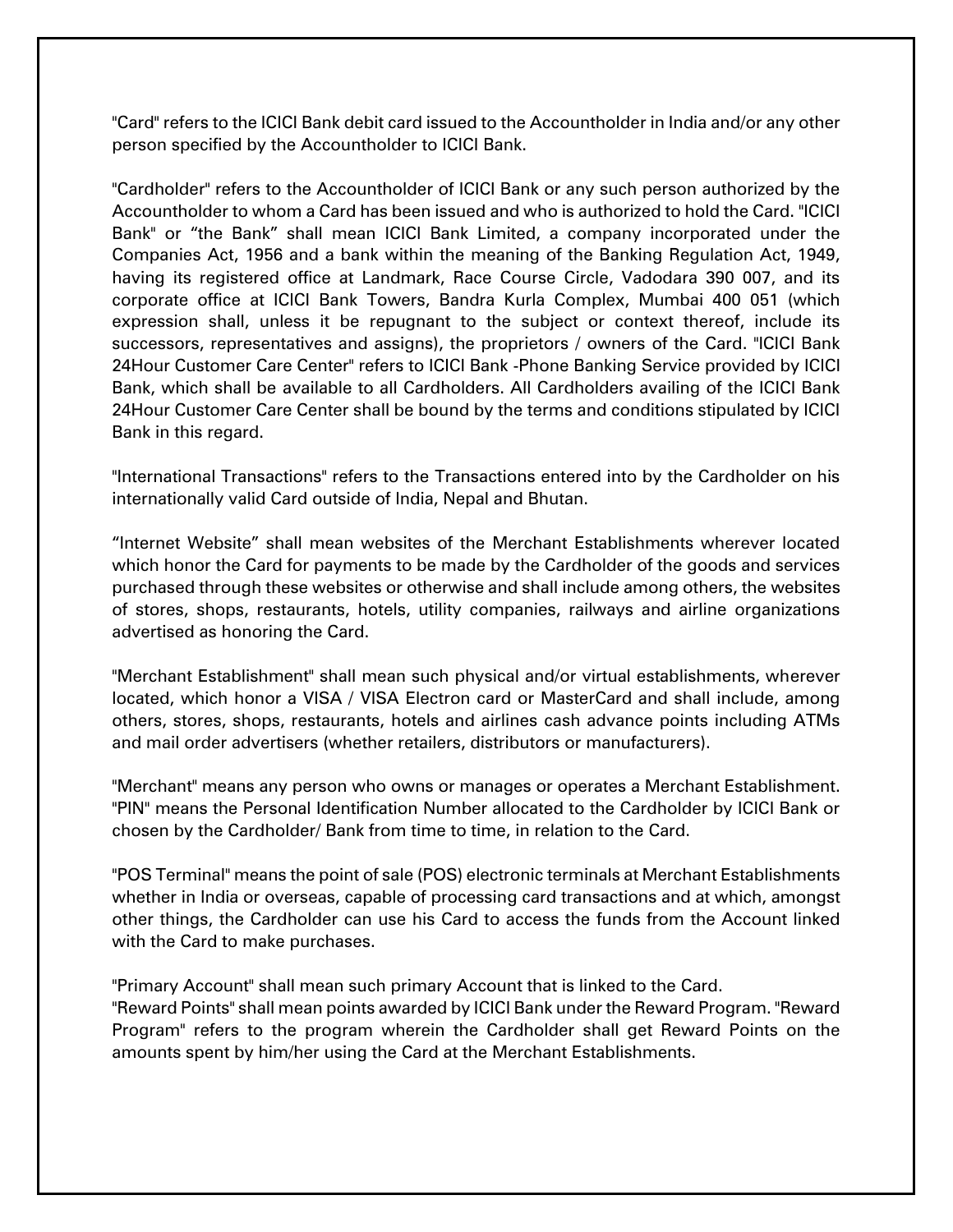"Card" refers to the ICICI Bank debit card issued to the Accountholder in India and/or any other person specified by the Accountholder to ICICI Bank.

"Cardholder" refers to the Accountholder of ICICI Bank or any such person authorized by the Accountholder to whom a Card has been issued and who is authorized to hold the Card. "ICICI Bank" or "the Bank" shall mean ICICI Bank Limited, a company incorporated under the Companies Act, 1956 and a bank within the meaning of the Banking Regulation Act, 1949, having its registered office at Landmark, Race Course Circle, Vadodara 390 007, and its corporate office at ICICI Bank Towers, Bandra Kurla Complex, Mumbai 400 051 (which expression shall, unless it be repugnant to the subject or context thereof, include its successors, representatives and assigns), the proprietors / owners of the Card. "ICICI Bank 24Hour Customer Care Center" refers to ICICI Bank -Phone Banking Service provided by ICICI Bank, which shall be available to all Cardholders. All Cardholders availing of the ICICI Bank 24Hour Customer Care Center shall be bound by the terms and conditions stipulated by ICICI Bank in this regard.

"International Transactions" refers to the Transactions entered into by the Cardholder on his internationally valid Card outside of India, Nepal and Bhutan.

"Internet Website" shall mean websites of the Merchant Establishments wherever located which honor the Card for payments to be made by the Cardholder of the goods and services purchased through these websites or otherwise and shall include among others, the websites of stores, shops, restaurants, hotels, utility companies, railways and airline organizations advertised as honoring the Card.

"Merchant Establishment" shall mean such physical and/or virtual establishments, wherever located, which honor a VISA / VISA Electron card or MasterCard and shall include, among others, stores, shops, restaurants, hotels and airlines cash advance points including ATMs and mail order advertisers (whether retailers, distributors or manufacturers).

"Merchant" means any person who owns or manages or operates a Merchant Establishment. "PIN" means the Personal Identification Number allocated to the Cardholder by ICICI Bank or chosen by the Cardholder/ Bank from time to time, in relation to the Card.

"POS Terminal" means the point of sale (POS) electronic terminals at Merchant Establishments whether in India or overseas, capable of processing card transactions and at which, amongst other things, the Cardholder can use his Card to access the funds from the Account linked with the Card to make purchases.

"Primary Account" shall mean such primary Account that is linked to the Card.
"Reward Points" shall mean points awarded by ICICI Bank under the Reward Program. "Reward Program" refers to the program wherein the Cardholder shall get Reward Points on the amounts spent by him/her using the Card at the Merchant Establishments.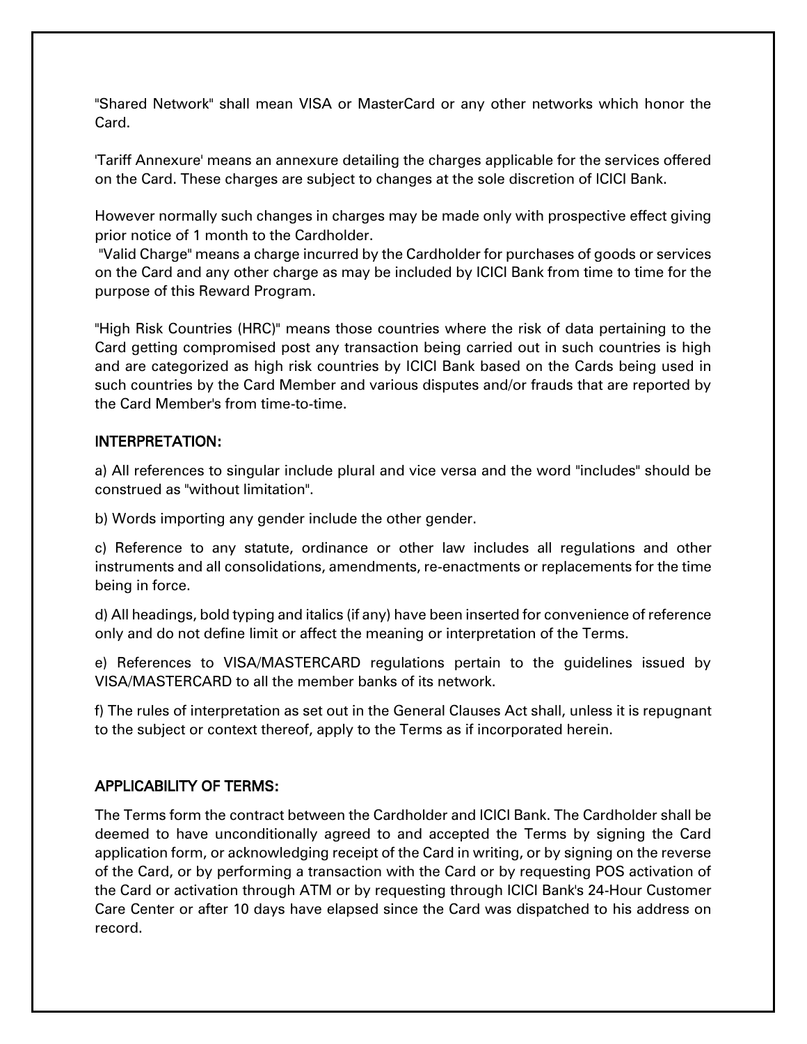"Shared Network" shall mean VISA or MasterCard or any other networks which honor the Card.

'Tariff Annexure' means an annexure detailing the charges applicable for the services offered on the Card. These charges are subject to changes at the sole discretion of ICICI Bank.

However normally such changes in charges may be made only with prospective effect giving prior notice of 1 month to the Cardholder.

"Valid Charge" means a charge incurred by the Cardholder for purchases of goods or services on the Card and any other charge as may be included by ICICI Bank from time to time for the purpose of this Reward Program.

"High Risk Countries (HRC)" means those countries where the risk of data pertaining to the Card getting compromised post any transaction being carried out in such countries is high and are categorized as high risk countries by ICICI Bank based on the Cards being used in such countries by the Card Member and various disputes and/or frauds that are reported by the Card Member's from time-to-time.

## INTERPRETATION:

a) All references to singular include plural and vice versa and the word "includes" should be construed as "without limitation".

b) Words importing any gender include the other gender.

c) Reference to any statute, ordinance or other law includes all regulations and other instruments and all consolidations, amendments, re-enactments or replacements for the time being in force.

d) All headings, bold typing and italics (if any) have been inserted for convenience of reference only and do not define limit or affect the meaning or interpretation of the Terms.

e) References to VISA/MASTERCARD regulations pertain to the guidelines issued by VISA/MASTERCARD to all the member banks of its network.

f) The rules of interpretation as set out in the General Clauses Act shall, unless it is repugnant to the subject or context thereof, apply to the Terms as if incorporated herein.

## APPLICABILITY OF TERMS:

The Terms form the contract between the Cardholder and ICICI Bank. The Cardholder shall be deemed to have unconditionally agreed to and accepted the Terms by signing the Card application form, or acknowledging receipt of the Card in writing, or by signing on the reverse of the Card, or by performing a transaction with the Card or by requesting POS activation of the Card or activation through ATM or by requesting through ICICI Bank's 24-Hour Customer Care Center or after 10 days have elapsed since the Card was dispatched to his address on record.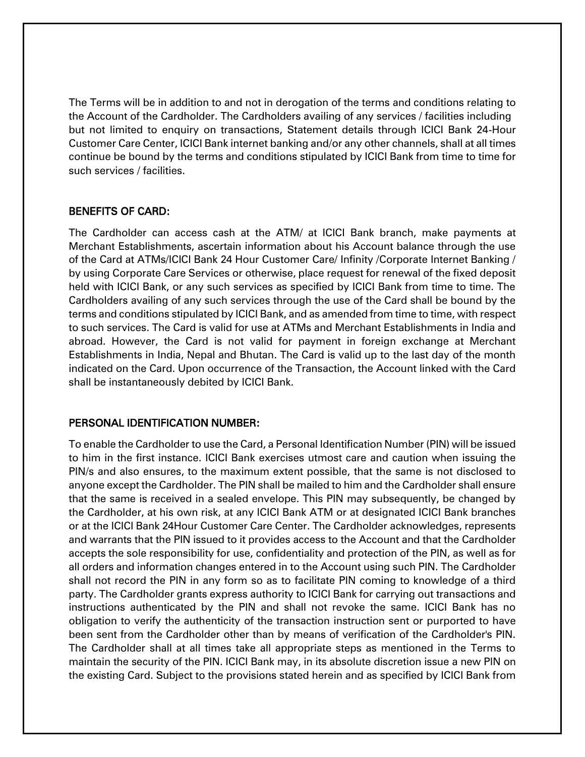The Terms will be in addition to and not in derogation of the terms and conditions relating to the Account of the Cardholder. The Cardholders availing of any services / facilities including but not limited to enquiry on transactions, Statement details through ICICI Bank 24-Hour Customer Care Center, ICICI Bank internet banking and/or any other channels, shall at all times continue be bound by the terms and conditions stipulated by ICICI Bank from time to time for such services / facilities.

## BENEFITS OF CARD:

The Cardholder can access cash at the ATM/ at ICICI Bank branch, make payments at Merchant Establishments, ascertain information about his Account balance through the use of the Card at ATMs/ICICI Bank 24 Hour Customer Care/ Infinity /Corporate Internet Banking / by using Corporate Care Services or otherwise, place request for renewal of the fixed deposit held with ICICI Bank, or any such services as specified by ICICI Bank from time to time. The Cardholders availing of any such services through the use of the Card shall be bound by the terms and conditions stipulated by ICICI Bank, and as amended from time to time, with respect to such services. The Card is valid for use at ATMs and Merchant Establishments in India and abroad. However, the Card is not valid for payment in foreign exchange at Merchant Establishments in India, Nepal and Bhutan. The Card is valid up to the last day of the month indicated on the Card. Upon occurrence of the Transaction, the Account linked with the Card shall be instantaneously debited by ICICI Bank.

## PERSONAL IDENTIFICATION NUMBER:

To enable the Cardholder to use the Card, a Personal Identification Number (PIN) will be issued to him in the first instance. ICICI Bank exercises utmost care and caution when issuing the PIN/s and also ensures, to the maximum extent possible, that the same is not disclosed to anyone except the Cardholder. The PIN shall be mailed to him and the Cardholder shall ensure that the same is received in a sealed envelope. This PIN may subsequently, be changed by the Cardholder, at his own risk, at any ICICI Bank ATM or at designated ICICI Bank branches or at the ICICI Bank 24Hour Customer Care Center. The Cardholder acknowledges, represents and warrants that the PIN issued to it provides access to the Account and that the Cardholder accepts the sole responsibility for use, confidentiality and protection of the PIN, as well as for all orders and information changes entered in to the Account using such PIN. The Cardholder shall not record the PIN in any form so as to facilitate PIN coming to knowledge of a third party. The Cardholder grants express authority to ICICI Bank for carrying out transactions and instructions authenticated by the PIN and shall not revoke the same. ICICI Bank has no obligation to verify the authenticity of the transaction instruction sent or purported to have been sent from the Cardholder other than by means of verification of the Cardholder's PIN. The Cardholder shall at all times take all appropriate steps as mentioned in the Terms to maintain the security of the PIN. ICICI Bank may, in its absolute discretion issue a new PIN on the existing Card. Subject to the provisions stated herein and as specified by ICICI Bank from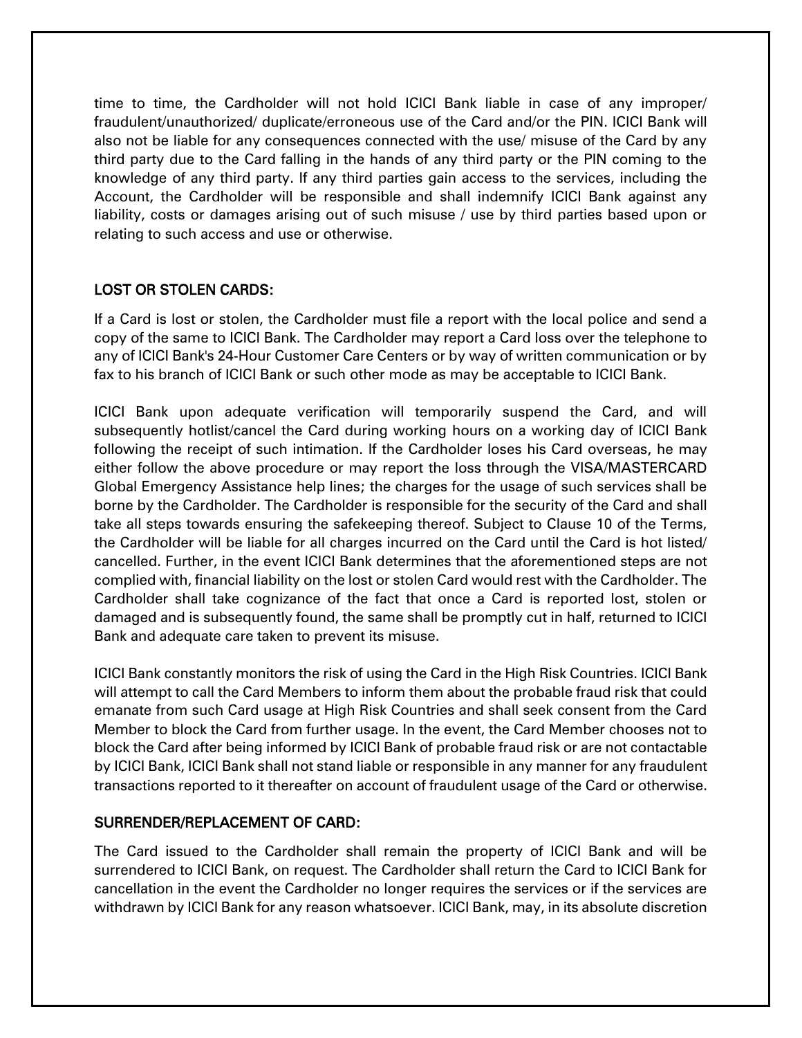time to time, the Cardholder will not hold ICICI Bank liable in case of any improper/ fraudulent/unauthorized/ duplicate/erroneous use of the Card and/or the PIN. ICICI Bank will also not be liable for any consequences connected with the use/ misuse of the Card by any third party due to the Card falling in the hands of any third party or the PIN coming to the knowledge of any third party. If any third parties gain access to the services, including the Account, the Cardholder will be responsible and shall indemnify ICICI Bank against any liability, costs or damages arising out of such misuse / use by third parties based upon or relating to such access and use or otherwise.

## LOST OR STOLEN CARDS:

If a Card is lost or stolen, the Cardholder must file a report with the local police and send a copy of the same to ICICI Bank. The Cardholder may report a Card loss over the telephone to any of ICICI Bank's 24-Hour Customer Care Centers or by way of written communication or by fax to his branch of ICICI Bank or such other mode as may be acceptable to ICICI Bank.

ICICI Bank upon adequate verification will temporarily suspend the Card, and will subsequently hotlist/cancel the Card during working hours on a working day of ICICI Bank following the receipt of such intimation. If the Cardholder loses his Card overseas, he may either follow the above procedure or may report the loss through the VISA/MASTERCARD Global Emergency Assistance help lines; the charges for the usage of such services shall be borne by the Cardholder. The Cardholder is responsible for the security of the Card and shall take all steps towards ensuring the safekeeping thereof. Subject to Clause 10 of the Terms, the Cardholder will be liable for all charges incurred on the Card until the Card is hot listed/ cancelled. Further, in the event ICICI Bank determines that the aforementioned steps are not complied with, financial liability on the lost or stolen Card would rest with the Cardholder. The Cardholder shall take cognizance of the fact that once a Card is reported lost, stolen or damaged and is subsequently found, the same shall be promptly cut in half, returned to ICICI Bank and adequate care taken to prevent its misuse.

ICICI Bank constantly monitors the risk of using the Card in the High Risk Countries. ICICI Bank will attempt to call the Card Members to inform them about the probable fraud risk that could emanate from such Card usage at High Risk Countries and shall seek consent from the Card Member to block the Card from further usage. In the event, the Card Member chooses not to block the Card after being informed by ICICI Bank of probable fraud risk or are not contactable by ICICI Bank, ICICI Bank shall not stand liable or responsible in any manner for any fraudulent transactions reported to it thereafter on account of fraudulent usage of the Card or otherwise.

## SURRENDER/REPLACEMENT OF CARD:

The Card issued to the Cardholder shall remain the property of ICICI Bank and will be surrendered to ICICI Bank, on request. The Cardholder shall return the Card to ICICI Bank for cancellation in the event the Cardholder no longer requires the services or if the services are withdrawn by ICICI Bank for any reason whatsoever. ICICI Bank, may, in its absolute discretion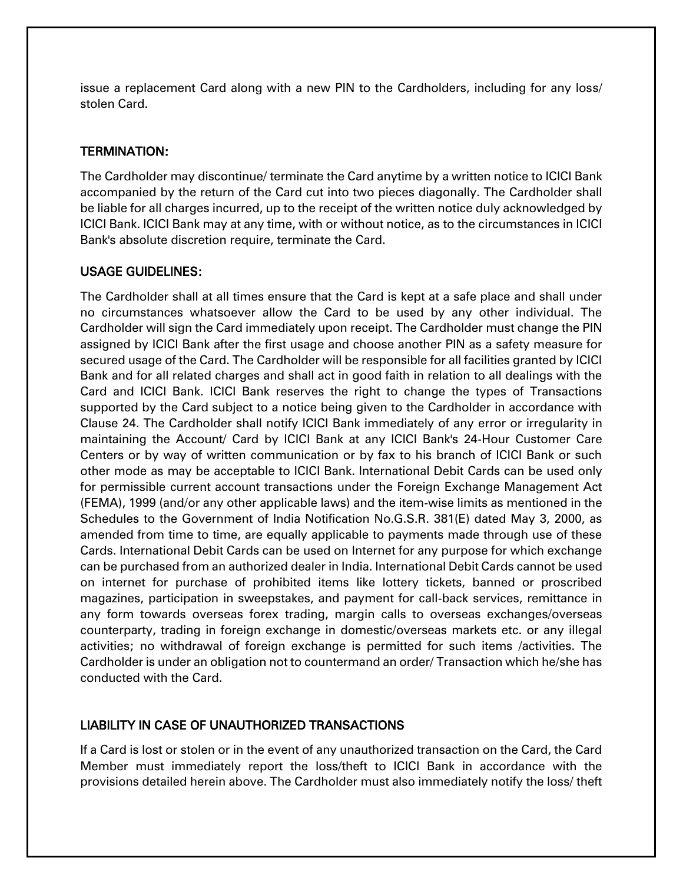issue a replacement Card along with a new PIN to the Cardholders, including for any loss/ stolen Card.

## TERMINATION:

The Cardholder may discontinue/ terminate the Card anytime by a written notice to ICICI Bank accompanied by the return of the Card cut into two pieces diagonally. The Cardholder shall be liable for all charges incurred, up to the receipt of the written notice duly acknowledged by ICICI Bank. ICICI Bank may at any time, with or without notice, as to the circumstances in ICICI Bank's absolute discretion require, terminate the Card.

## USAGE GUIDELINES:

The Cardholder shall at all times ensure that the Card is kept at a safe place and shall under no circumstances whatsoever allow the Card to be used by any other individual. The Cardholder will sign the Card immediately upon receipt. The Cardholder must change the PIN assigned by ICICI Bank after the first usage and choose another PIN as a safety measure for secured usage of the Card. The Cardholder will be responsible for all facilities granted by ICICI Bank and for all related charges and shall act in good faith in relation to all dealings with the Card and ICICI Bank. ICICI Bank reserves the right to change the types of Transactions supported by the Card subject to a notice being given to the Cardholder in accordance with Clause 24. The Cardholder shall notify ICICI Bank immediately of any error or irregularity in maintaining the Account/ Card by ICICI Bank at any ICICI Bank's 24-Hour Customer Care Centers or by way of written communication or by fax to his branch of ICICI Bank or such other mode as may be acceptable to ICICI Bank. International Debit Cards can be used only for permissible current account transactions under the Foreign Exchange Management Act (FEMA), 1999 (and/or any other applicable laws) and the item-wise limits as mentioned in the Schedules to the Government of India Notification No.G.S.R. 381(E) dated May 3, 2000, as amended from time to time, are equally applicable to payments made through use of these Cards. International Debit Cards can be used on Internet for any purpose for which exchange can be purchased from an authorized dealer in India. International Debit Cards cannot be used on internet for purchase of prohibited items like lottery tickets, banned or proscribed magazines, participation in sweepstakes, and payment for call-back services, remittance in any form towards overseas forex trading, margin calls to overseas exchanges/overseas counterparty, trading in foreign exchange in domestic/overseas markets etc. or any illegal activities; no withdrawal of foreign exchange is permitted for such items /activities. The Cardholder is under an obligation not to countermand an order/ Transaction which he/she has conducted with the Card.

## LIABILITY IN CASE OF UNAUTHORIZED TRANSACTIONS

If a Card is lost or stolen or in the event of any unauthorized transaction on the Card, the Card Member must immediately report the loss/theft to ICICI Bank in accordance with the provisions detailed herein above. The Cardholder must also immediately notify the loss/ theft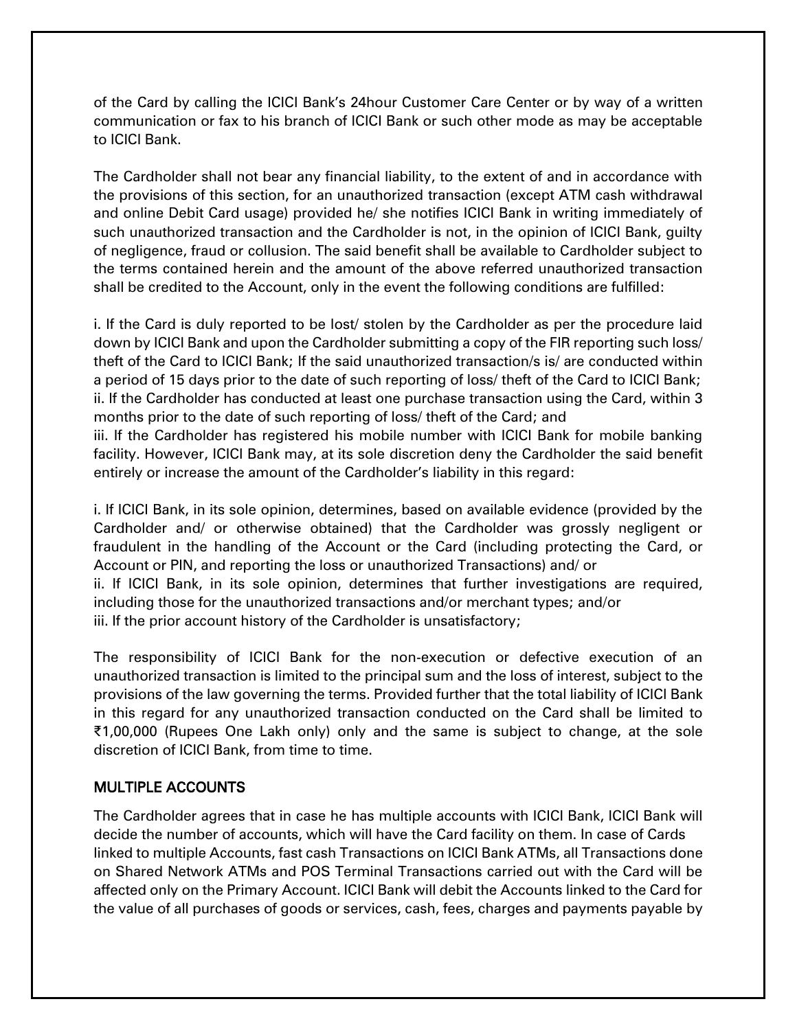of the Card by calling the ICICI Bank's 24hour Customer Care Center or by way of a written communication or fax to his branch of ICICI Bank or such other mode as may be acceptable to ICICI Bank.

The Cardholder shall not bear any financial liability, to the extent of and in accordance with the provisions of this section, for an unauthorized transaction (except ATM cash withdrawal and online Debit Card usage) provided he/ she notifies ICICI Bank in writing immediately of such unauthorized transaction and the Cardholder is not, in the opinion of ICICI Bank, guilty of negligence, fraud or collusion. The said benefit shall be available to Cardholder subject to the terms contained herein and the amount of the above referred unauthorized transaction shall be credited to the Account, only in the event the following conditions are fulfilled:

i. If the Card is duly reported to be lost/ stolen by the Cardholder as per the procedure laid down by ICICI Bank and upon the Cardholder submitting a copy of the FIR reporting such loss/ theft of the Card to ICICI Bank; If the said unauthorized transaction/s is/ are conducted within a period of 15 days prior to the date of such reporting of loss/ theft of the Card to ICICI Bank;
ii. If the Cardholder has conducted at least one purchase transaction using the Card, within 3 months prior to the date of such reporting of loss/ theft of the Card; and
iii. If the Cardholder has registered his mobile number with ICICI Bank for mobile banking facility. However, ICICI Bank may, at its sole discretion deny the Cardholder the said benefit entirely or increase the amount of the Cardholder's liability in this regard:

i. If ICICI Bank, in its sole opinion, determines, based on available evidence (provided by the Cardholder and/ or otherwise obtained) that the Cardholder was grossly negligent or fraudulent in the handling of the Account or the Card (including protecting the Card, or Account or PIN, and reporting the loss or unauthorized Transactions) and/ or
ii. If ICICI Bank, in its sole opinion, determines that further investigations are required, including those for the unauthorized transactions and/or merchant types; and/or
iii. If the prior account history of the Cardholder is unsatisfactory;

The responsibility of ICICI Bank for the non-execution or defective execution of an unauthorized transaction is limited to the principal sum and the loss of interest, subject to the provisions of the law governing the terms. Provided further that the total liability of ICICI Bank in this regard for any unauthorized transaction conducted on the Card shall be limited to ₹1,00,000 (Rupees One Lakh only) only and the same is subject to change, at the sole discretion of ICICI Bank, from time to time.

## MULTIPLE ACCOUNTS

The Cardholder agrees that in case he has multiple accounts with ICICI Bank, ICICI Bank will decide the number of accounts, which will have the Card facility on them. In case of Cards linked to multiple Accounts, fast cash Transactions on ICICI Bank ATMs, all Transactions done on Shared Network ATMs and POS Terminal Transactions carried out with the Card will be affected only on the Primary Account. ICICI Bank will debit the Accounts linked to the Card for the value of all purchases of goods or services, cash, fees, charges and payments payable by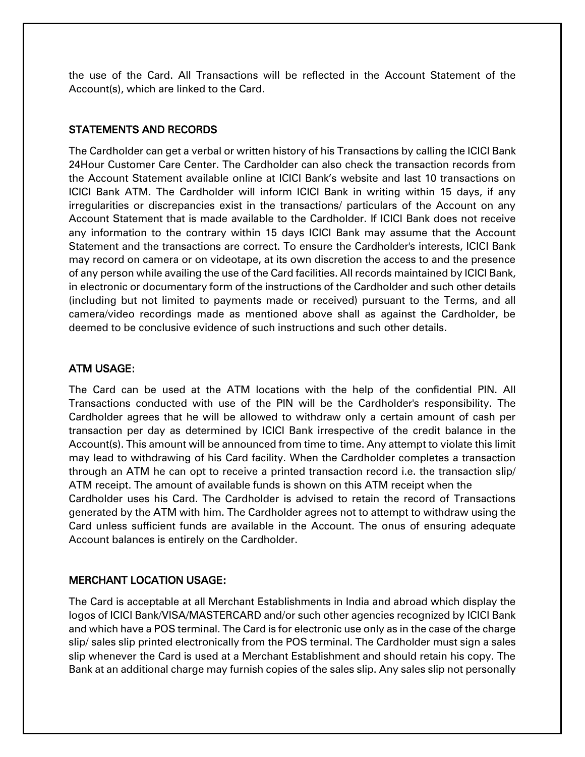the use of the Card. All Transactions will be reflected in the Account Statement of the Account(s), which are linked to the Card.

## STATEMENTS AND RECORDS

The Cardholder can get a verbal or written history of his Transactions by calling the ICICI Bank 24Hour Customer Care Center. The Cardholder can also check the transaction records from the Account Statement available online at ICICI Bank's website and last 10 transactions on ICICI Bank ATM. The Cardholder will inform ICICI Bank in writing within 15 days, if any irregularities or discrepancies exist in the transactions/ particulars of the Account on any Account Statement that is made available to the Cardholder. If ICICI Bank does not receive any information to the contrary within 15 days ICICI Bank may assume that the Account Statement and the transactions are correct. To ensure the Cardholder's interests, ICICI Bank may record on camera or on videotape, at its own discretion the access to and the presence of any person while availing the use of the Card facilities. All records maintained by ICICI Bank, in electronic or documentary form of the instructions of the Cardholder and such other details (including but not limited to payments made or received) pursuant to the Terms, and all camera/video recordings made as mentioned above shall as against the Cardholder, be deemed to be conclusive evidence of such instructions and such other details.

## ATM USAGE:

The Card can be used at the ATM locations with the help of the confidential PIN. All Transactions conducted with use of the PIN will be the Cardholder's responsibility. The Cardholder agrees that he will be allowed to withdraw only a certain amount of cash per transaction per day as determined by ICICI Bank irrespective of the credit balance in the Account(s). This amount will be announced from time to time. Any attempt to violate this limit may lead to withdrawing of his Card facility. When the Cardholder completes a transaction through an ATM he can opt to receive a printed transaction record i.e. the transaction slip/ ATM receipt. The amount of available funds is shown on this ATM receipt when the Cardholder uses his Card. The Cardholder is advised to retain the record of Transactions generated by the ATM with him. The Cardholder agrees not to attempt to withdraw using the Card unless sufficient funds are available in the Account. The onus of ensuring adequate Account balances is entirely on the Cardholder.

## MERCHANT LOCATION USAGE:

The Card is acceptable at all Merchant Establishments in India and abroad which display the logos of ICICI Bank/VISA/MASTERCARD and/or such other agencies recognized by ICICI Bank and which have a POS terminal. The Card is for electronic use only as in the case of the charge slip/ sales slip printed electronically from the POS terminal. The Cardholder must sign a sales slip whenever the Card is used at a Merchant Establishment and should retain his copy. The Bank at an additional charge may furnish copies of the sales slip. Any sales slip not personally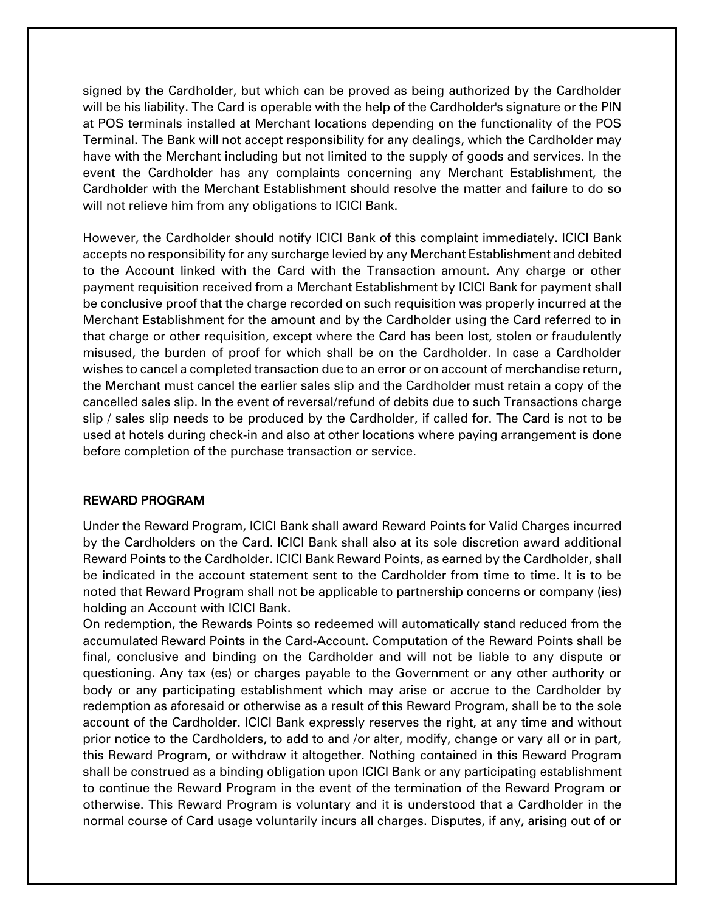signed by the Cardholder, but which can be proved as being authorized by the Cardholder will be his liability. The Card is operable with the help of the Cardholder's signature or the PIN at POS terminals installed at Merchant locations depending on the functionality of the POS Terminal. The Bank will not accept responsibility for any dealings, which the Cardholder may have with the Merchant including but not limited to the supply of goods and services. In the event the Cardholder has any complaints concerning any Merchant Establishment, the Cardholder with the Merchant Establishment should resolve the matter and failure to do so will not relieve him from any obligations to ICICI Bank.

However, the Cardholder should notify ICICI Bank of this complaint immediately. ICICI Bank accepts no responsibility for any surcharge levied by any Merchant Establishment and debited to the Account linked with the Card with the Transaction amount. Any charge or other payment requisition received from a Merchant Establishment by ICICI Bank for payment shall be conclusive proof that the charge recorded on such requisition was properly incurred at the Merchant Establishment for the amount and by the Cardholder using the Card referred to in that charge or other requisition, except where the Card has been lost, stolen or fraudulently misused, the burden of proof for which shall be on the Cardholder. In case a Cardholder wishes to cancel a completed transaction due to an error or on account of merchandise return, the Merchant must cancel the earlier sales slip and the Cardholder must retain a copy of the cancelled sales slip. In the event of reversal/refund of debits due to such Transactions charge slip / sales slip needs to be produced by the Cardholder, if called for. The Card is not to be used at hotels during check-in and also at other locations where paying arrangement is done before completion of the purchase transaction or service.

## REWARD PROGRAM

Under the Reward Program, ICICI Bank shall award Reward Points for Valid Charges incurred by the Cardholders on the Card. ICICI Bank shall also at its sole discretion award additional Reward Points to the Cardholder. ICICI Bank Reward Points, as earned by the Cardholder, shall be indicated in the account statement sent to the Cardholder from time to time. It is to be noted that Reward Program shall not be applicable to partnership concerns or company (ies) holding an Account with ICICI Bank.
On redemption, the Rewards Points so redeemed will automatically stand reduced from the accumulated Reward Points in the Card-Account. Computation of the Reward Points shall be final, conclusive and binding on the Cardholder and will not be liable to any dispute or questioning. Any tax (es) or charges payable to the Government or any other authority or body or any participating establishment which may arise or accrue to the Cardholder by redemption as aforesaid or otherwise as a result of this Reward Program, shall be to the sole account of the Cardholder. ICICI Bank expressly reserves the right, at any time and without prior notice to the Cardholders, to add to and /or alter, modify, change or vary all or in part, this Reward Program, or withdraw it altogether. Nothing contained in this Reward Program shall be construed as a binding obligation upon ICICI Bank or any participating establishment to continue the Reward Program in the event of the termination of the Reward Program or otherwise. This Reward Program is voluntary and it is understood that a Cardholder in the normal course of Card usage voluntarily incurs all charges. Disputes, if any, arising out of or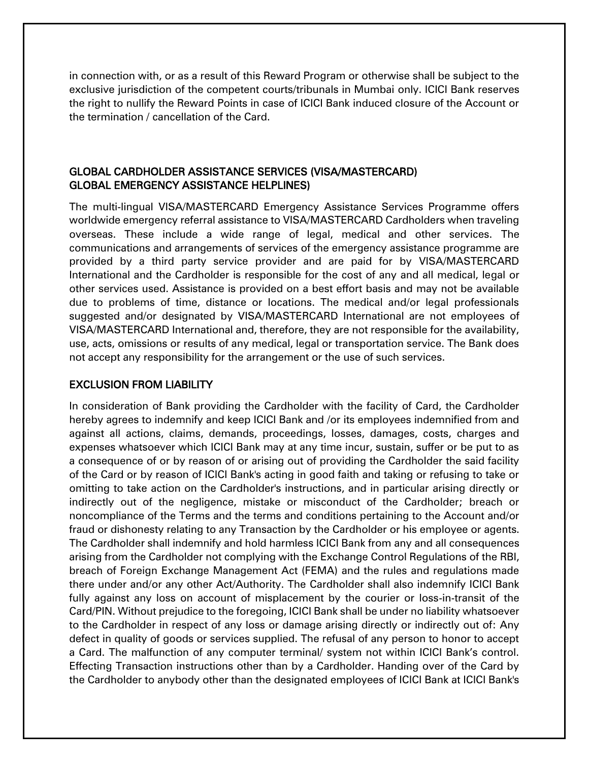in connection with, or as a result of this Reward Program or otherwise shall be subject to the exclusive jurisdiction of the competent courts/tribunals in Mumbai only. ICICI Bank reserves the right to nullify the Reward Points in case of ICICI Bank induced closure of the Account or the termination / cancellation of the Card.

## GLOBAL CARDHOLDER ASSISTANCE SERVICES (VISA/MASTERCARD) GLOBAL EMERGENCY ASSISTANCE HELPLINES)

The multi-lingual VISA/MASTERCARD Emergency Assistance Services Programme offers worldwide emergency referral assistance to VISA/MASTERCARD Cardholders when traveling overseas. These include a wide range of legal, medical and other services. The communications and arrangements of services of the emergency assistance programme are provided by a third party service provider and are paid for by VISA/MASTERCARD International and the Cardholder is responsible for the cost of any and all medical, legal or other services used. Assistance is provided on a best effort basis and may not be available due to problems of time, distance or locations. The medical and/or legal professionals suggested and/or designated by VISA/MASTERCARD International are not employees of VISA/MASTERCARD International and, therefore, they are not responsible for the availability, use, acts, omissions or results of any medical, legal or transportation service. The Bank does not accept any responsibility for the arrangement or the use of such services.

## EXCLUSION FROM LIABILITY

In consideration of Bank providing the Cardholder with the facility of Card, the Cardholder hereby agrees to indemnify and keep ICICI Bank and /or its employees indemnified from and against all actions, claims, demands, proceedings, losses, damages, costs, charges and expenses whatsoever which ICICI Bank may at any time incur, sustain, suffer or be put to as a consequence of or by reason of or arising out of providing the Cardholder the said facility of the Card or by reason of ICICI Bank's acting in good faith and taking or refusing to take or omitting to take action on the Cardholder's instructions, and in particular arising directly or indirectly out of the negligence, mistake or misconduct of the Cardholder; breach or noncompliance of the Terms and the terms and conditions pertaining to the Account and/or fraud or dishonesty relating to any Transaction by the Cardholder or his employee or agents. The Cardholder shall indemnify and hold harmless ICICI Bank from any and all consequences arising from the Cardholder not complying with the Exchange Control Regulations of the RBI, breach of Foreign Exchange Management Act (FEMA) and the rules and regulations made there under and/or any other Act/Authority. The Cardholder shall also indemnify ICICI Bank fully against any loss on account of misplacement by the courier or loss-in-transit of the Card/PIN. Without prejudice to the foregoing, ICICI Bank shall be under no liability whatsoever to the Cardholder in respect of any loss or damage arising directly or indirectly out of: Any defect in quality of goods or services supplied. The refusal of any person to honor to accept a Card. The malfunction of any computer terminal/ system not within ICICI Bank's control. Effecting Transaction instructions other than by a Cardholder. Handing over of the Card by the Cardholder to anybody other than the designated employees of ICICI Bank at ICICI Bank's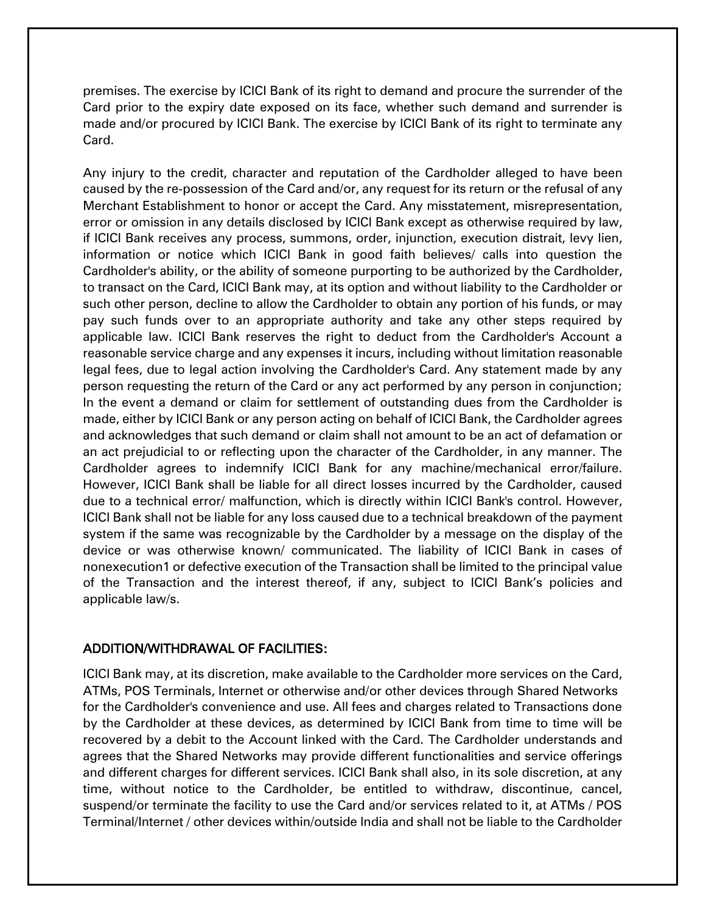premises. The exercise by ICICI Bank of its right to demand and procure the surrender of the Card prior to the expiry date exposed on its face, whether such demand and surrender is made and/or procured by ICICI Bank. The exercise by ICICI Bank of its right to terminate any Card.

Any injury to the credit, character and reputation of the Cardholder alleged to have been caused by the re-possession of the Card and/or, any request for its return or the refusal of any Merchant Establishment to honor or accept the Card. Any misstatement, misrepresentation, error or omission in any details disclosed by ICICI Bank except as otherwise required by law, if ICICI Bank receives any process, summons, order, injunction, execution distrait, levy lien, information or notice which ICICI Bank in good faith believes/ calls into question the Cardholder's ability, or the ability of someone purporting to be authorized by the Cardholder, to transact on the Card, ICICI Bank may, at its option and without liability to the Cardholder or such other person, decline to allow the Cardholder to obtain any portion of his funds, or may pay such funds over to an appropriate authority and take any other steps required by applicable law. ICICI Bank reserves the right to deduct from the Cardholder's Account a reasonable service charge and any expenses it incurs, including without limitation reasonable legal fees, due to legal action involving the Cardholder's Card. Any statement made by any person requesting the return of the Card or any act performed by any person in conjunction; In the event a demand or claim for settlement of outstanding dues from the Cardholder is made, either by ICICI Bank or any person acting on behalf of ICICI Bank, the Cardholder agrees and acknowledges that such demand or claim shall not amount to be an act of defamation or an act prejudicial to or reflecting upon the character of the Cardholder, in any manner. The Cardholder agrees to indemnify ICICI Bank for any machine/mechanical error/failure. However, ICICI Bank shall be liable for all direct losses incurred by the Cardholder, caused due to a technical error/ malfunction, which is directly within ICICI Bank's control. However, ICICI Bank shall not be liable for any loss caused due to a technical breakdown of the payment system if the same was recognizable by the Cardholder by a message on the display of the device or was otherwise known/ communicated. The liability of ICICI Bank in cases of nonexecution1 or defective execution of the Transaction shall be limited to the principal value of the Transaction and the interest thereof, if any, subject to ICICI Bank's policies and applicable law/s.

## ADDITION/WITHDRAWAL OF FACILITIES:

ICICI Bank may, at its discretion, make available to the Cardholder more services on the Card, ATMs, POS Terminals, Internet or otherwise and/or other devices through Shared Networks for the Cardholder's convenience and use. All fees and charges related to Transactions done by the Cardholder at these devices, as determined by ICICI Bank from time to time will be recovered by a debit to the Account linked with the Card. The Cardholder understands and agrees that the Shared Networks may provide different functionalities and service offerings and different charges for different services. ICICI Bank shall also, in its sole discretion, at any time, without notice to the Cardholder, be entitled to withdraw, discontinue, cancel, suspend/or terminate the facility to use the Card and/or services related to it, at ATMs / POS Terminal/Internet / other devices within/outside India and shall not be liable to the Cardholder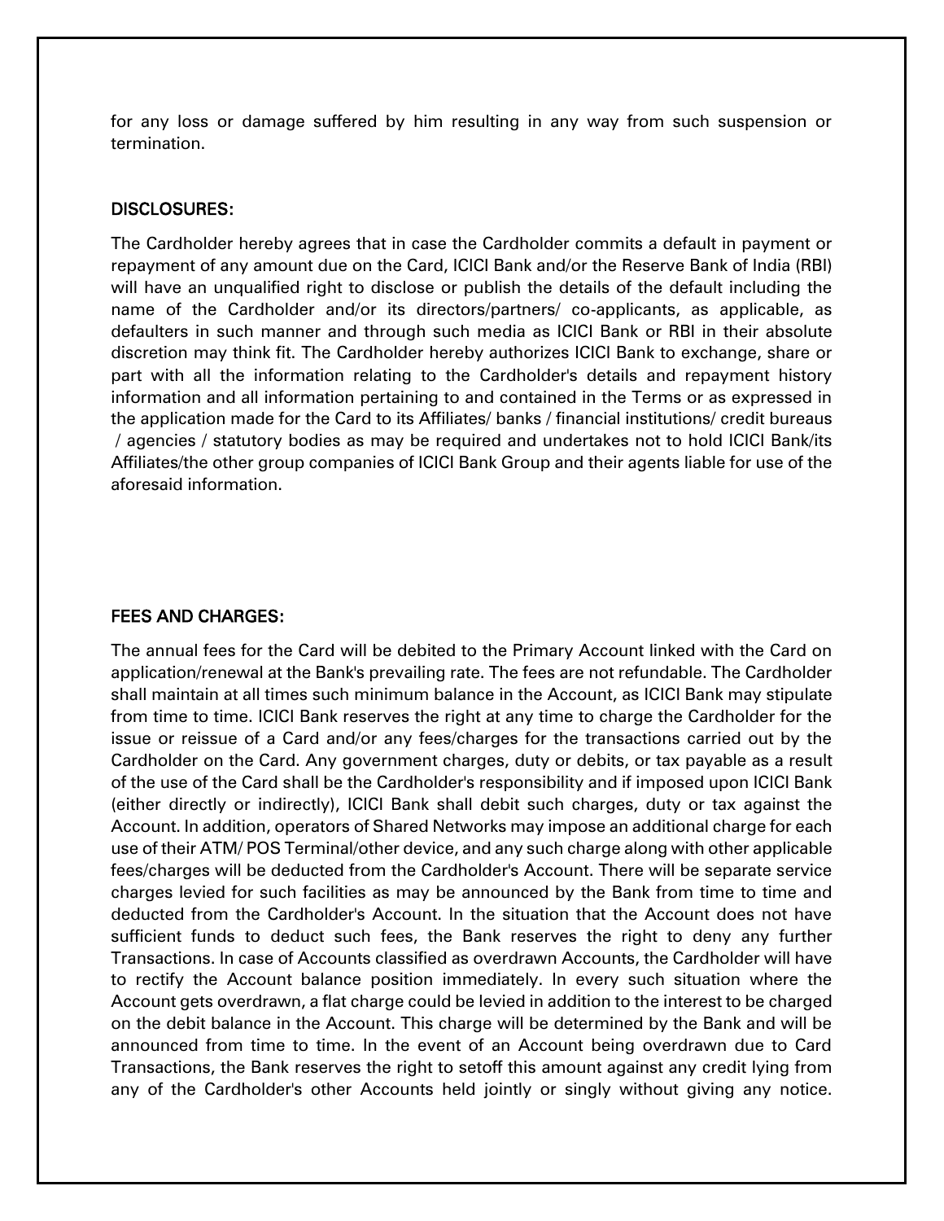for any loss or damage suffered by him resulting in any way from such suspension or termination.

## DISCLOSURES:

The Cardholder hereby agrees that in case the Cardholder commits a default in payment or repayment of any amount due on the Card, ICICI Bank and/or the Reserve Bank of India (RBI) will have an unqualified right to disclose or publish the details of the default including the name of the Cardholder and/or its directors/partners/ co-applicants, as applicable, as defaulters in such manner and through such media as ICICI Bank or RBI in their absolute discretion may think fit. The Cardholder hereby authorizes ICICI Bank to exchange, share or part with all the information relating to the Cardholder's details and repayment history information and all information pertaining to and contained in the Terms or as expressed in the application made for the Card to its Affiliates/ banks / financial institutions/ credit bureaus / agencies / statutory bodies as may be required and undertakes not to hold ICICI Bank/its Affiliates/the other group companies of ICICI Bank Group and their agents liable for use of the aforesaid information.

## FEES AND CHARGES:

The annual fees for the Card will be debited to the Primary Account linked with the Card on application/renewal at the Bank's prevailing rate. The fees are not refundable. The Cardholder shall maintain at all times such minimum balance in the Account, as ICICI Bank may stipulate from time to time. ICICI Bank reserves the right at any time to charge the Cardholder for the issue or reissue of a Card and/or any fees/charges for the transactions carried out by the Cardholder on the Card. Any government charges, duty or debits, or tax payable as a result of the use of the Card shall be the Cardholder's responsibility and if imposed upon ICICI Bank (either directly or indirectly), ICICI Bank shall debit such charges, duty or tax against the Account. In addition, operators of Shared Networks may impose an additional charge for each use of their ATM/ POS Terminal/other device, and any such charge along with other applicable fees/charges will be deducted from the Cardholder's Account. There will be separate service charges levied for such facilities as may be announced by the Bank from time to time and deducted from the Cardholder's Account. In the situation that the Account does not have sufficient funds to deduct such fees, the Bank reserves the right to deny any further Transactions. In case of Accounts classified as overdrawn Accounts, the Cardholder will have to rectify the Account balance position immediately. In every such situation where the Account gets overdrawn, a flat charge could be levied in addition to the interest to be charged on the debit balance in the Account. This charge will be determined by the Bank and will be announced from time to time. In the event of an Account being overdrawn due to Card Transactions, the Bank reserves the right to setoff this amount against any credit lying from any of the Cardholder's other Accounts held jointly or singly without giving any notice.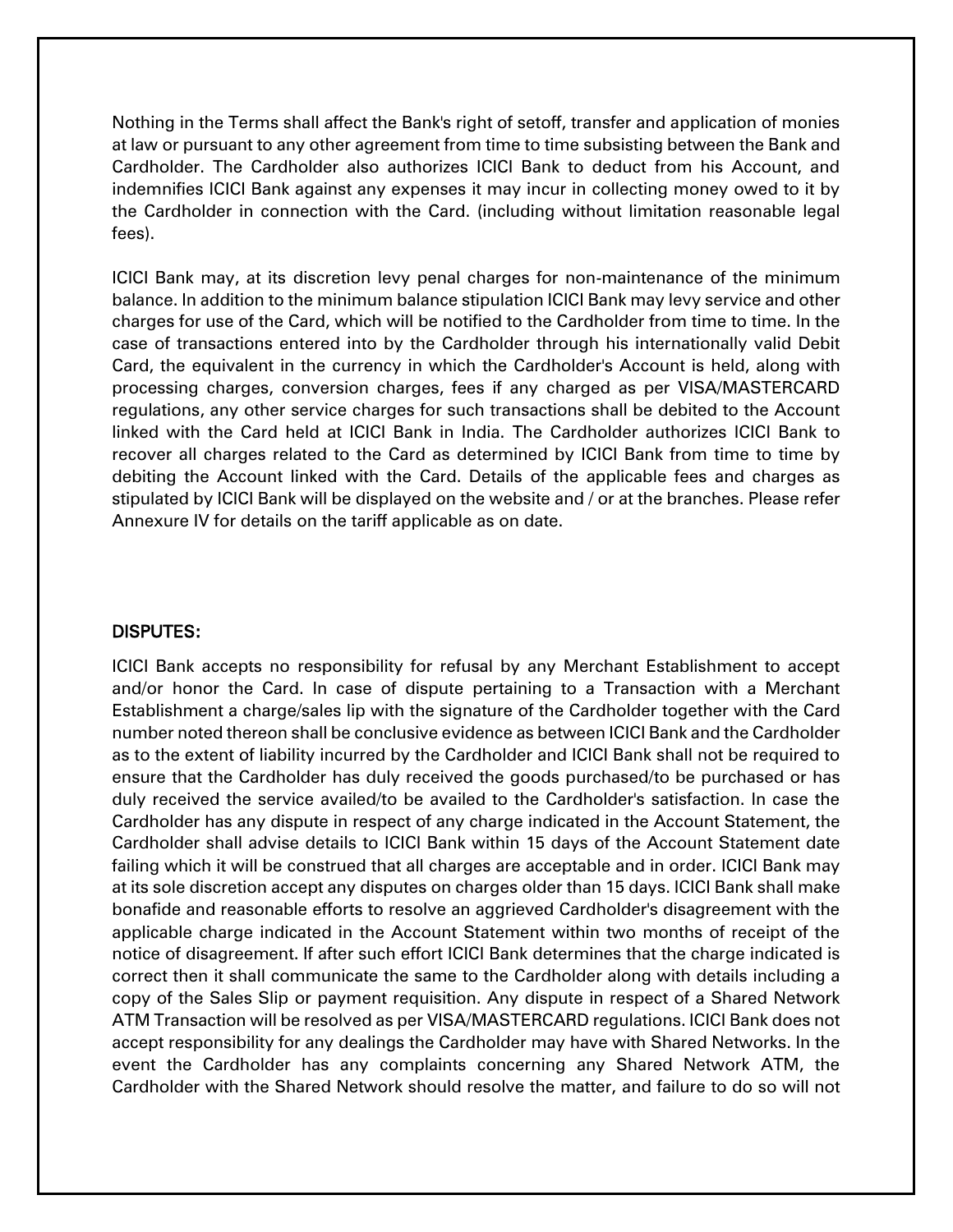Nothing in the Terms shall affect the Bank's right of setoff, transfer and application of monies at law or pursuant to any other agreement from time to time subsisting between the Bank and Cardholder. The Cardholder also authorizes ICICI Bank to deduct from his Account, and indemnifies ICICI Bank against any expenses it may incur in collecting money owed to it by the Cardholder in connection with the Card. (including without limitation reasonable legal fees).

ICICI Bank may, at its discretion levy penal charges for non-maintenance of the minimum balance. In addition to the minimum balance stipulation ICICI Bank may levy service and other charges for use of the Card, which will be notified to the Cardholder from time to time. In the case of transactions entered into by the Cardholder through his internationally valid Debit Card, the equivalent in the currency in which the Cardholder's Account is held, along with processing charges, conversion charges, fees if any charged as per VISA/MASTERCARD regulations, any other service charges for such transactions shall be debited to the Account linked with the Card held at ICICI Bank in India. The Cardholder authorizes ICICI Bank to recover all charges related to the Card as determined by ICICI Bank from time to time by debiting the Account linked with the Card. Details of the applicable fees and charges as stipulated by ICICI Bank will be displayed on the website and / or at the branches. Please refer Annexure IV for details on the tariff applicable as on date.

**DISPUTES:**

ICICI Bank accepts no responsibility for refusal by any Merchant Establishment to accept and/or honor the Card. In case of dispute pertaining to a Transaction with a Merchant Establishment a charge/sales lip with the signature of the Cardholder together with the Card number noted thereon shall be conclusive evidence as between ICICI Bank and the Cardholder as to the extent of liability incurred by the Cardholder and ICICI Bank shall not be required to ensure that the Cardholder has duly received the goods purchased/to be purchased or has duly received the service availed/to be availed to the Cardholder's satisfaction. In case the Cardholder has any dispute in respect of any charge indicated in the Account Statement, the Cardholder shall advise details to ICICI Bank within 15 days of the Account Statement date failing which it will be construed that all charges are acceptable and in order. ICICI Bank may at its sole discretion accept any disputes on charges older than 15 days. ICICI Bank shall make bonafide and reasonable efforts to resolve an aggrieved Cardholder's disagreement with the applicable charge indicated in the Account Statement within two months of receipt of the notice of disagreement. If after such effort ICICI Bank determines that the charge indicated is correct then it shall communicate the same to the Cardholder along with details including a copy of the Sales Slip or payment requisition. Any dispute in respect of a Shared Network ATM Transaction will be resolved as per VISA/MASTERCARD regulations. ICICI Bank does not accept responsibility for any dealings the Cardholder may have with Shared Networks. In the event the Cardholder has any complaints concerning any Shared Network ATM, the Cardholder with the Shared Network should resolve the matter, and failure to do so will not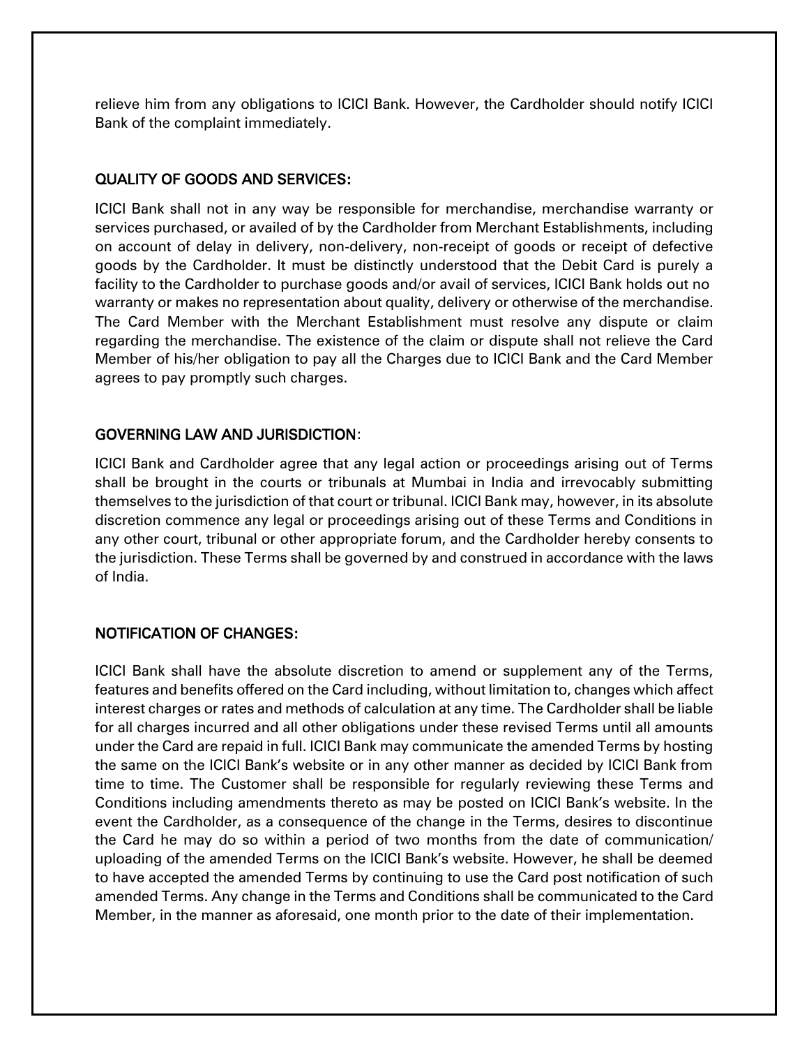relieve him from any obligations to ICICI Bank. However, the Cardholder should notify ICICI Bank of the complaint immediately.

## QUALITY OF GOODS AND SERVICES:

ICICI Bank shall not in any way be responsible for merchandise, merchandise warranty or services purchased, or availed of by the Cardholder from Merchant Establishments, including on account of delay in delivery, non-delivery, non-receipt of goods or receipt of defective goods by the Cardholder. It must be distinctly understood that the Debit Card is purely a facility to the Cardholder to purchase goods and/or avail of services, ICICI Bank holds out no warranty or makes no representation about quality, delivery or otherwise of the merchandise. The Card Member with the Merchant Establishment must resolve any dispute or claim regarding the merchandise. The existence of the claim or dispute shall not relieve the Card Member of his/her obligation to pay all the Charges due to ICICI Bank and the Card Member agrees to pay promptly such charges.

## GOVERNING LAW AND JURISDICTION:

ICICI Bank and Cardholder agree that any legal action or proceedings arising out of Terms shall be brought in the courts or tribunals at Mumbai in India and irrevocably submitting themselves to the jurisdiction of that court or tribunal. ICICI Bank may, however, in its absolute discretion commence any legal or proceedings arising out of these Terms and Conditions in any other court, tribunal or other appropriate forum, and the Cardholder hereby consents to the jurisdiction. These Terms shall be governed by and construed in accordance with the laws of India.

## NOTIFICATION OF CHANGES:

ICICI Bank shall have the absolute discretion to amend or supplement any of the Terms, features and benefits offered on the Card including, without limitation to, changes which affect interest charges or rates and methods of calculation at any time. The Cardholder shall be liable for all charges incurred and all other obligations under these revised Terms until all amounts under the Card are repaid in full. ICICI Bank may communicate the amended Terms by hosting the same on the ICICI Bank's website or in any other manner as decided by ICICI Bank from time to time. The Customer shall be responsible for regularly reviewing these Terms and Conditions including amendments thereto as may be posted on ICICI Bank's website. In the event the Cardholder, as a consequence of the change in the Terms, desires to discontinue the Card he may do so within a period of two months from the date of communication/ uploading of the amended Terms on the ICICI Bank's website. However, he shall be deemed to have accepted the amended Terms by continuing to use the Card post notification of such amended Terms. Any change in the Terms and Conditions shall be communicated to the Card Member, in the manner as aforesaid, one month prior to the date of their implementation.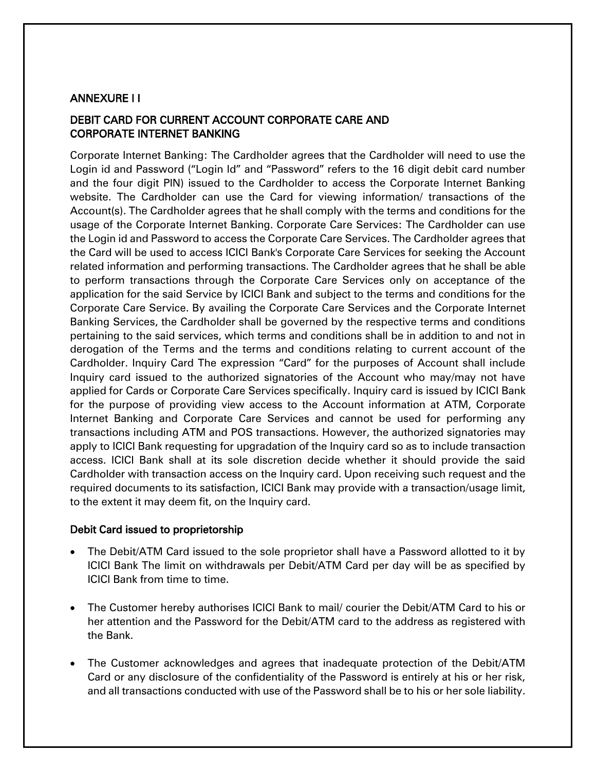## ANNEXURE I I

## DEBIT CARD FOR CURRENT ACCOUNT CORPORATE CARE AND CORPORATE INTERNET BANKING

Corporate Internet Banking: The Cardholder agrees that the Cardholder will need to use the Login id and Password ("Login Id" and "Password" refers to the 16 digit debit card number and the four digit PIN) issued to the Cardholder to access the Corporate Internet Banking website. The Cardholder can use the Card for viewing information/ transactions of the Account(s). The Cardholder agrees that he shall comply with the terms and conditions for the usage of the Corporate Internet Banking. Corporate Care Services: The Cardholder can use the Login id and Password to access the Corporate Care Services. The Cardholder agrees that the Card will be used to access ICICI Bank's Corporate Care Services for seeking the Account related information and performing transactions. The Cardholder agrees that he shall be able to perform transactions through the Corporate Care Services only on acceptance of the application for the said Service by ICICI Bank and subject to the terms and conditions for the Corporate Care Service. By availing the Corporate Care Services and the Corporate Internet Banking Services, the Cardholder shall be governed by the respective terms and conditions pertaining to the said services, which terms and conditions shall be in addition to and not in derogation of the Terms and the terms and conditions relating to current account of the Cardholder. Inquiry Card The expression "Card" for the purposes of Account shall include Inquiry card issued to the authorized signatories of the Account who may/may not have applied for Cards or Corporate Care Services specifically. Inquiry card is issued by ICICI Bank for the purpose of providing view access to the Account information at ATM, Corporate Internet Banking and Corporate Care Services and cannot be used for performing any transactions including ATM and POS transactions. However, the authorized signatories may apply to ICICI Bank requesting for upgradation of the Inquiry card so as to include transaction access. ICICI Bank shall at its sole discretion decide whether it should provide the said Cardholder with transaction access on the Inquiry card. Upon receiving such request and the required documents to its satisfaction, ICICI Bank may provide with a transaction/usage limit, to the extent it may deem fit, on the Inquiry card.

### Debit Card issued to proprietorship

- The Debit/ATM Card issued to the sole proprietor shall have a Password allotted to it by ICICI Bank The limit on withdrawals per Debit/ATM Card per day will be as specified by ICICI Bank from time to time.
- The Customer hereby authorises ICICI Bank to mail/ courier the Debit/ATM Card to his or her attention and the Password for the Debit/ATM card to the address as registered with the Bank.
- The Customer acknowledges and agrees that inadequate protection of the Debit/ATM Card or any disclosure of the confidentiality of the Password is entirely at his or her risk, and all transactions conducted with use of the Password shall be to his or her sole liability.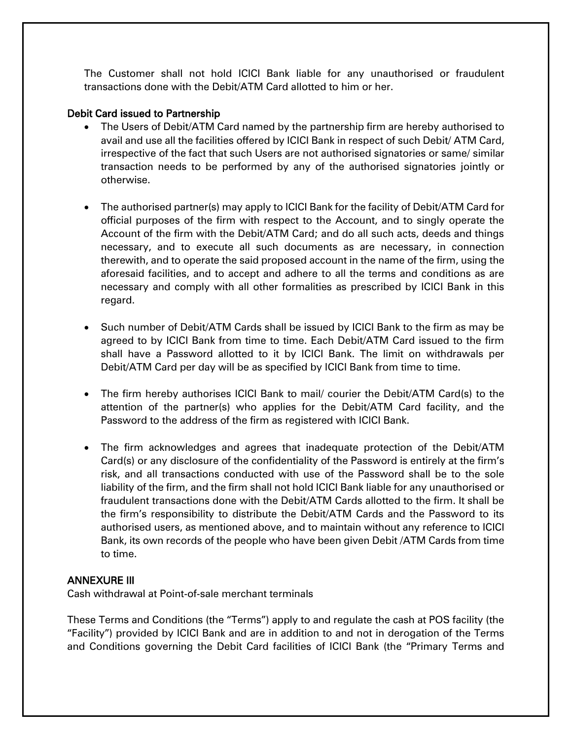The Customer shall not hold ICICI Bank liable for any unauthorised or fraudulent transactions done with the Debit/ATM Card allotted to him or her.

### Debit Card issued to Partnership

- The Users of Debit/ATM Card named by the partnership firm are hereby authorised to avail and use all the facilities offered by ICICI Bank in respect of such Debit/ ATM Card, irrespective of the fact that such Users are not authorised signatories or same/ similar transaction needs to be performed by any of the authorised signatories jointly or otherwise.

- The authorised partner(s) may apply to ICICI Bank for the facility of Debit/ATM Card for official purposes of the firm with respect to the Account, and to singly operate the Account of the firm with the Debit/ATM Card; and do all such acts, deeds and things necessary, and to execute all such documents as are necessary, in connection therewith, and to operate the said proposed account in the name of the firm, using the aforesaid facilities, and to accept and adhere to all the terms and conditions as are necessary and comply with all other formalities as prescribed by ICICI Bank in this regard.

- Such number of Debit/ATM Cards shall be issued by ICICI Bank to the firm as may be agreed to by ICICI Bank from time to time. Each Debit/ATM Card issued to the firm shall have a Password allotted to it by ICICI Bank. The limit on withdrawals per Debit/ATM Card per day will be as specified by ICICI Bank from time to time.

- The firm hereby authorises ICICI Bank to mail/ courier the Debit/ATM Card(s) to the attention of the partner(s) who applies for the Debit/ATM Card facility, and the Password to the address of the firm as registered with ICICI Bank.

- The firm acknowledges and agrees that inadequate protection of the Debit/ATM Card(s) or any disclosure of the confidentiality of the Password is entirely at the firm's risk, and all transactions conducted with use of the Password shall be to the sole liability of the firm, and the firm shall not hold ICICI Bank liable for any unauthorised or fraudulent transactions done with the Debit/ATM Cards allotted to the firm. It shall be the firm's responsibility to distribute the Debit/ATM Cards and the Password to its authorised users, as mentioned above, and to maintain without any reference to ICICI Bank, its own records of the people who have been given Debit /ATM Cards from time to time.

## ANNEXURE III

Cash withdrawal at Point-of-sale merchant terminals

These Terms and Conditions (the "Terms") apply to and regulate the cash at POS facility (the "Facility") provided by ICICI Bank and are in addition to and not in derogation of the Terms and Conditions governing the Debit Card facilities of ICICI Bank (the "Primary Terms and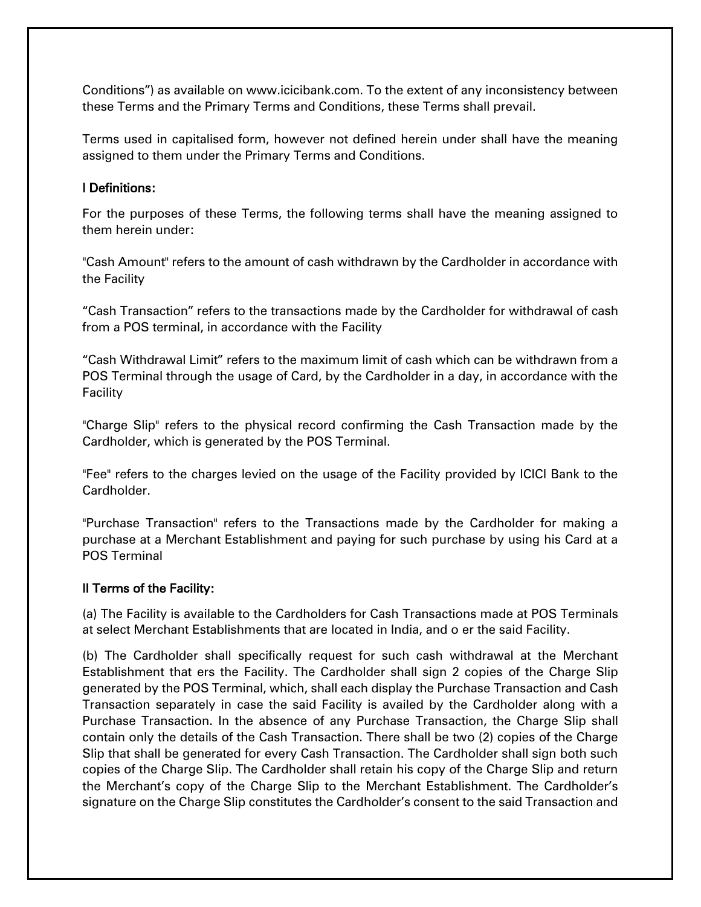Conditions") as available on www.icicibank.com. To the extent of any inconsistency between these Terms and the Primary Terms and Conditions, these Terms shall prevail.

Terms used in capitalised form, however not defined herein under shall have the meaning assigned to them under the Primary Terms and Conditions.

**I Definitions:**

For the purposes of these Terms, the following terms shall have the meaning assigned to them herein under:

"Cash Amount" refers to the amount of cash withdrawn by the Cardholder in accordance with the Facility

"Cash Transaction" refers to the transactions made by the Cardholder for withdrawal of cash from a POS terminal, in accordance with the Facility

"Cash Withdrawal Limit" refers to the maximum limit of cash which can be withdrawn from a POS Terminal through the usage of Card, by the Cardholder in a day, in accordance with the Facility

"Charge Slip" refers to the physical record confirming the Cash Transaction made by the Cardholder, which is generated by the POS Terminal.

"Fee" refers to the charges levied on the usage of the Facility provided by ICICI Bank to the Cardholder.

"Purchase Transaction" refers to the Transactions made by the Cardholder for making a purchase at a Merchant Establishment and paying for such purchase by using his Card at a POS Terminal

**II Terms of the Facility:**

(a) The Facility is available to the Cardholders for Cash Transactions made at POS Terminals at select Merchant Establishments that are located in India, and o er the said Facility.

(b) The Cardholder shall specifically request for such cash withdrawal at the Merchant Establishment that ers the Facility. The Cardholder shall sign 2 copies of the Charge Slip generated by the POS Terminal, which, shall each display the Purchase Transaction and Cash Transaction separately in case the said Facility is availed by the Cardholder along with a Purchase Transaction. In the absence of any Purchase Transaction, the Charge Slip shall contain only the details of the Cash Transaction. There shall be two (2) copies of the Charge Slip that shall be generated for every Cash Transaction. The Cardholder shall sign both such copies of the Charge Slip. The Cardholder shall retain his copy of the Charge Slip and return the Merchant's copy of the Charge Slip to the Merchant Establishment. The Cardholder's signature on the Charge Slip constitutes the Cardholder's consent to the said Transaction and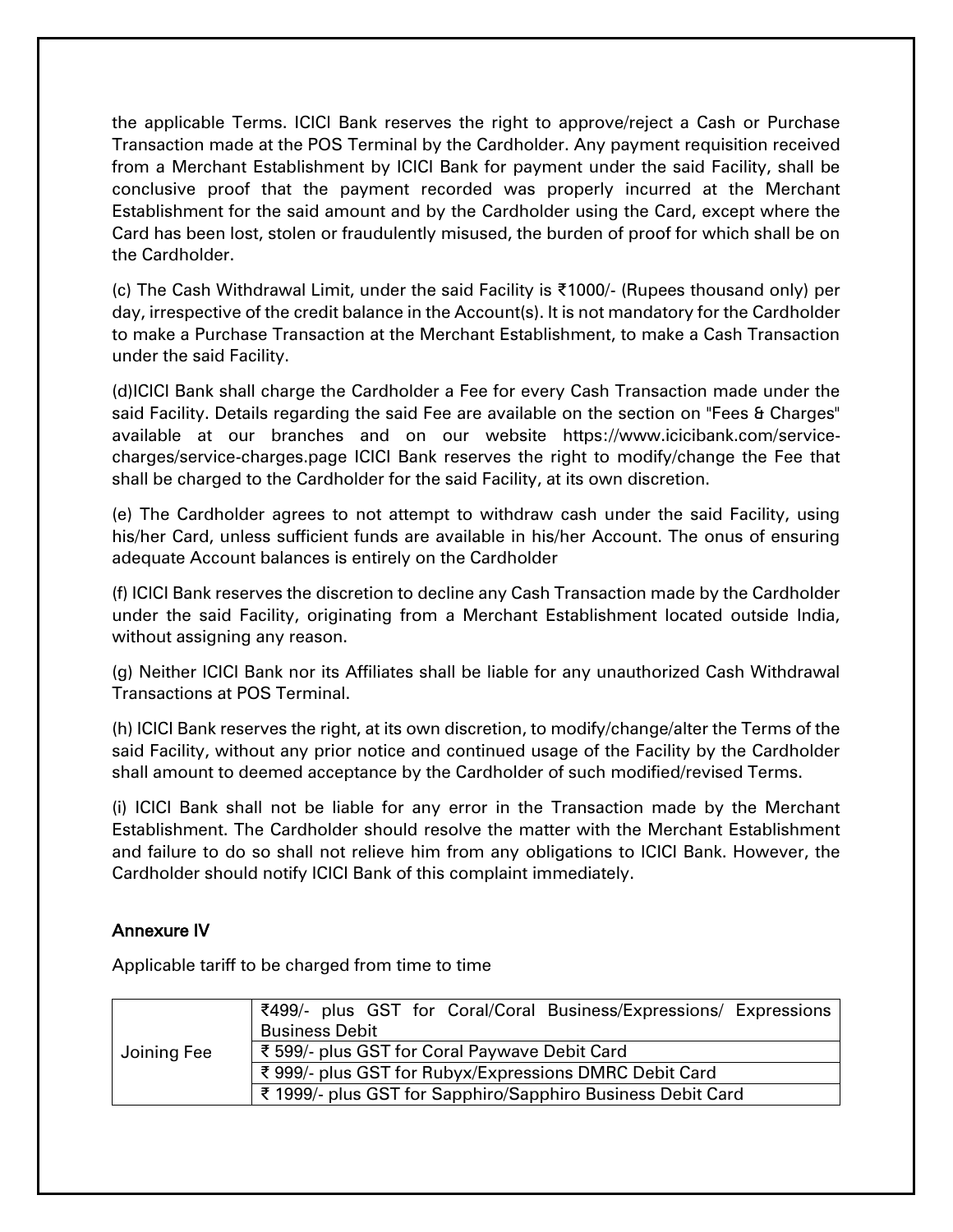the applicable Terms. ICICI Bank reserves the right to approve/reject a Cash or Purchase Transaction made at the POS Terminal by the Cardholder. Any payment requisition received from a Merchant Establishment by ICICI Bank for payment under the said Facility, shall be conclusive proof that the payment recorded was properly incurred at the Merchant Establishment for the said amount and by the Cardholder using the Card, except where the Card has been lost, stolen or fraudulently misused, the burden of proof for which shall be on the Cardholder.

(c) The Cash Withdrawal Limit, under the said Facility is ₹1000/- (Rupees thousand only) per day, irrespective of the credit balance in the Account(s). It is not mandatory for the Cardholder to make a Purchase Transaction at the Merchant Establishment, to make a Cash Transaction under the said Facility.

(d)ICICI Bank shall charge the Cardholder a Fee for every Cash Transaction made under the said Facility. Details regarding the said Fee are available on the section on "Fees & Charges" available at our branches and on our website https://www.icicibank.com/service-charges/service-charges.page ICICI Bank reserves the right to modify/change the Fee that shall be charged to the Cardholder for the said Facility, at its own discretion.

(e) The Cardholder agrees to not attempt to withdraw cash under the said Facility, using his/her Card, unless sufficient funds are available in his/her Account. The onus of ensuring adequate Account balances is entirely on the Cardholder

(f) ICICI Bank reserves the discretion to decline any Cash Transaction made by the Cardholder under the said Facility, originating from a Merchant Establishment located outside India, without assigning any reason.

(g) Neither ICICI Bank nor its Affiliates shall be liable for any unauthorized Cash Withdrawal Transactions at POS Terminal.

(h) ICICI Bank reserves the right, at its own discretion, to modify/change/alter the Terms of the said Facility, without any prior notice and continued usage of the Facility by the Cardholder shall amount to deemed acceptance by the Cardholder of such modified/revised Terms.

(i) ICICI Bank shall not be liable for any error in the Transaction made by the Merchant Establishment. The Cardholder should resolve the matter with the Merchant Establishment and failure to do so shall not relieve him from any obligations to ICICI Bank. However, the Cardholder should notify ICICI Bank of this complaint immediately.

### Annexure IV

Applicable tariff to be charged from time to time

| | |
|---|---|
| Joining Fee | ₹499/- plus GST for Coral/Coral Business/Expressions/ Expressions Business Debit |
| | ₹ 599/- plus GST for Coral Paywave Debit Card |
| | ₹ 999/- plus GST for Rubyx/Expressions DMRC Debit Card |
| | ₹ 1999/- plus GST for Sapphiro/Sapphiro Business Debit Card |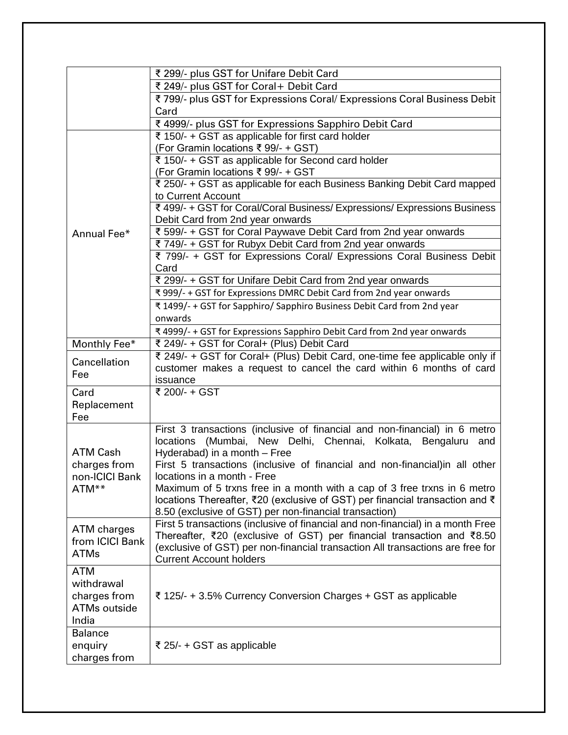| | |
|---|---|
| | ₹ 299/- plus GST for Unifare Debit Card |
| | ₹ 249/- plus GST for Coral+ Debit Card |
| | ₹ 799/- plus GST for Expressions Coral/ Expressions Coral Business Debit Card |
| | ₹ 4999/- plus GST for Expressions Sapphiro Debit Card |
| Annual Fee* | ₹ 150/- + GST as applicable for first card holder (For Gramin locations ₹ 99/- + GST) |
| | ₹ 150/- + GST as applicable for Second card holder (For Gramin locations ₹ 99/- + GST |
| | ₹ 250/- + GST as applicable for each Business Banking Debit Card mapped to Current Account |
| | ₹ 499/- + GST for Coral/Coral Business/ Expressions/ Expressions Business Debit Card from 2nd year onwards |
| | ₹ 599/- + GST for Coral Paywave Debit Card from 2nd year onwards |
| | ₹ 749/- + GST for Rubyx Debit Card from 2nd year onwards |
| | ₹ 799/- + GST for Expressions Coral/ Expressions Coral Business Debit Card |
| | ₹ 299/- + GST for Unifare Debit Card from 2nd year onwards |
| | ₹ 999/- + GST for Expressions DMRC Debit Card from 2nd year onwards |
| | ₹ 1499/- + GST for Sapphiro/ Sapphiro Business Debit Card from 2nd year onwards |
| | ₹ 4999/- + GST for Expressions Sapphiro Debit Card from 2nd year onwards |
| Monthly Fee* | ₹ 249/- + GST for Coral+ (Plus) Debit Card |
| Cancellation Fee | ₹ 249/- + GST for Coral+ (Plus) Debit Card, one-time fee applicable only if customer makes a request to cancel the card within 6 months of card issuance |
| Card Replacement Fee | ₹ 200/- + GST |
| ATM Cash charges from non-ICICI Bank ATM** | First 3 transactions (inclusive of financial and non-financial) in 6 metro locations (Mumbai, New Delhi, Chennai, Kolkata, Bengaluru and Hyderabad) in a month – Free<br>First 5 transactions (inclusive of financial and non-financial)in all other locations in a month - Free<br>Maximum of 5 trxns free in a month with a cap of 3 free trxns in 6 metro locations Thereafter, ₹20 (exclusive of GST) per financial transaction and ₹ 8.50 (exclusive of GST) per non-financial transaction) |
| ATM charges from ICICI Bank ATMs | First 5 transactions (inclusive of financial and non-financial) in a month Free Thereafter, ₹20 (exclusive of GST) per financial transaction and ₹8.50 (exclusive of GST) per non-financial transaction All transactions are free for Current Account holders |
| ATM withdrawal charges from ATMs outside India | ₹ 125/- + 3.5% Currency Conversion Charges + GST as applicable |
| Balance enquiry charges from | ₹ 25/- + GST as applicable |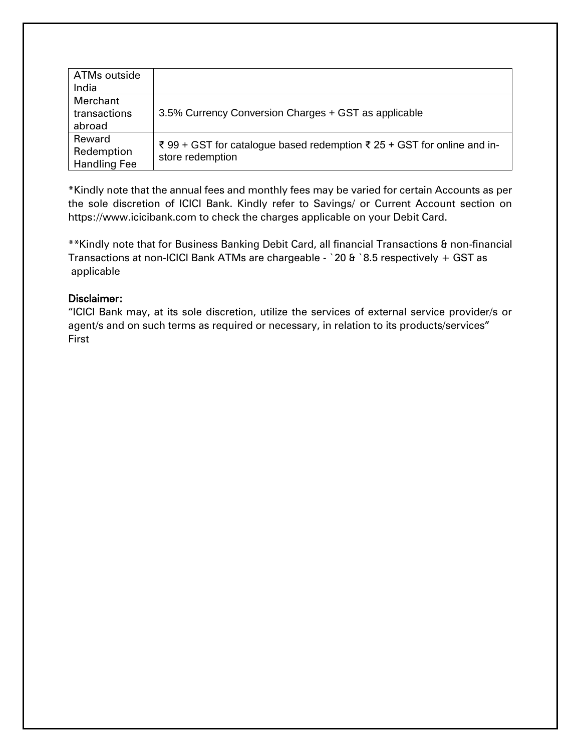| | |
|---|---|
| ATMs outside India | |
| Merchant transactions abroad | 3.5% Currency Conversion Charges + GST as applicable |
| Reward Redemption Handling Fee | ₹ 99 + GST for catalogue based redemption ₹ 25 + GST for online and in-store redemption |

*Kindly note that the annual fees and monthly fees may be varied for certain Accounts as per the sole discretion of ICICI Bank. Kindly refer to Savings/ or Current Account section on https://www.icicibank.com to check the charges applicable on your Debit Card.

**Kindly note that for Business Banking Debit Card, all financial Transactions & non-financial Transactions at non-ICICI Bank ATMs are chargeable - `20 & `8.5 respectively + GST as applicable

**Disclaimer:**

"ICICI Bank may, at its sole discretion, utilize the services of external service provider/s or agent/s and on such terms as required or necessary, in relation to its products/services"
First